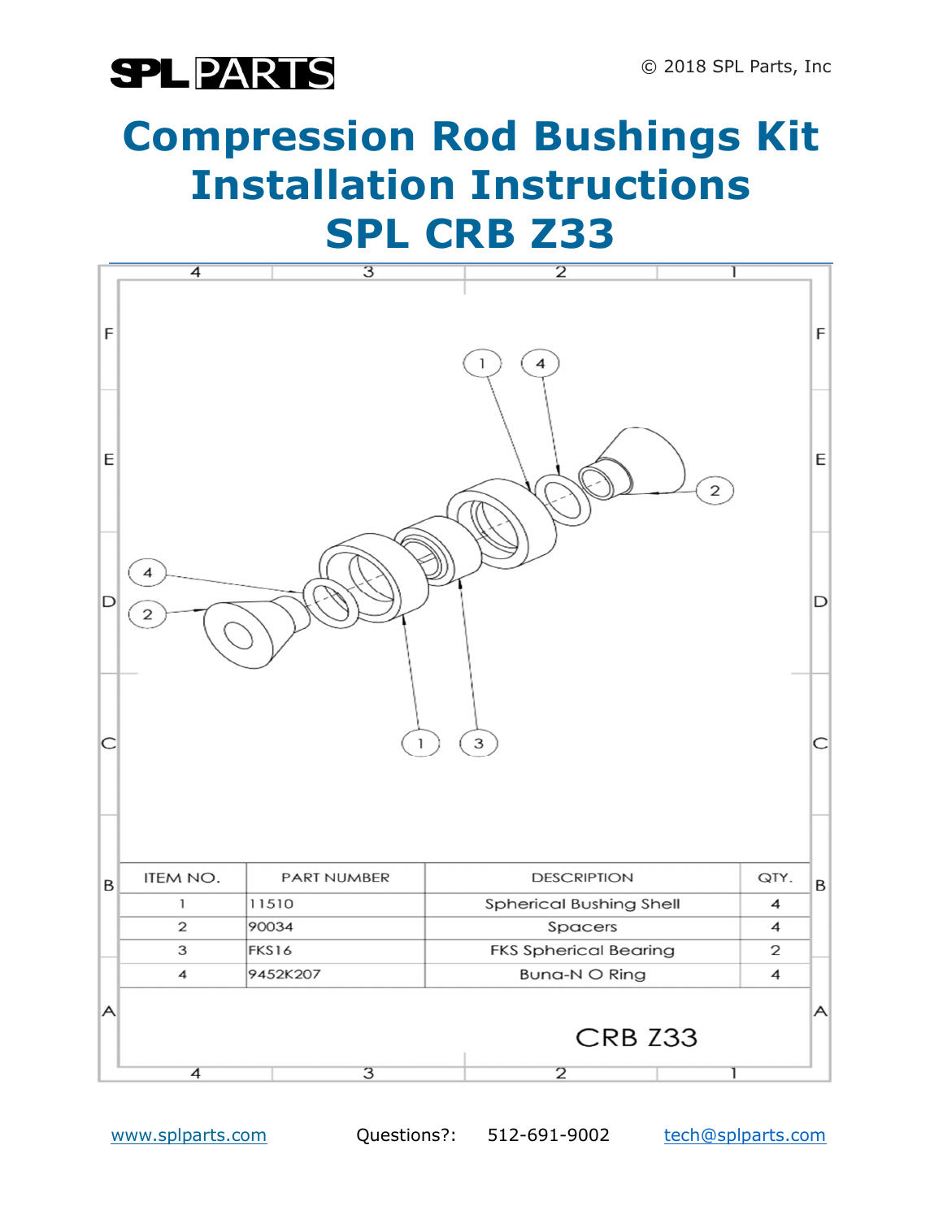# Compression Rod Bushings Kit Installation Instructions SPL CRB Z33

| ITEM NO. | PART NUMBER | DESCRIPTION | QTY. |
|---|---|---|---|
| 1 | 11510 | Spherical Bushing Shell | 4 |
| 2 | 90034 | Spacers | 4 |
| 3 | FKS16 | FKS Spherical Bearing | 2 |
| 4 | 9452K207 | Buna-N O Ring | 4 |

CRB Z33

www.splparts.com Questions?: 512-691-9002 tech@splparts.com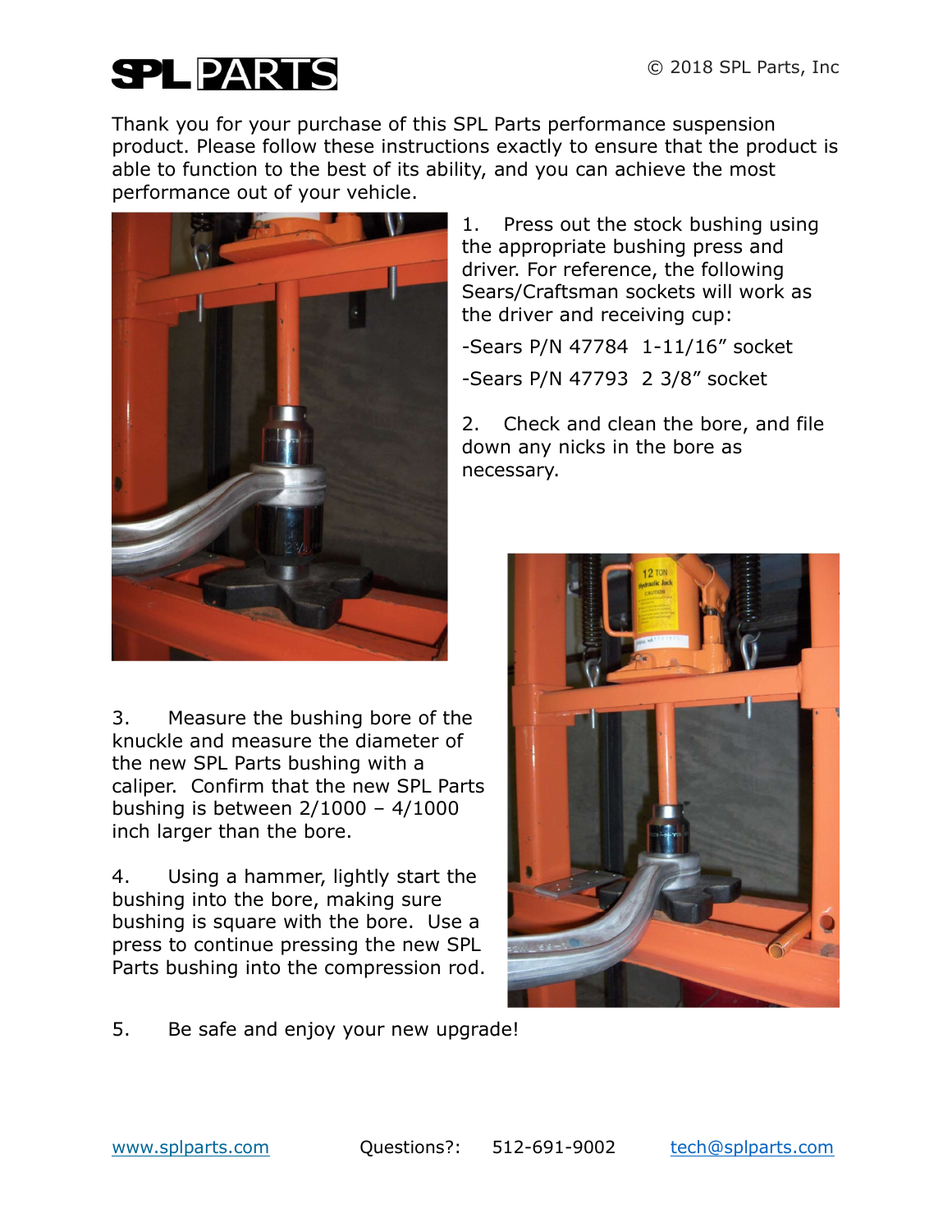**SPL PARTS**

Thank you for your purchase of this SPL Parts performance suspension product. Please follow these instructions exactly to ensure that the product is able to function to the best of its ability, and you can achieve the most performance out of your vehicle.

1. Press out the stock bushing using the appropriate bushing press and driver. For reference, the following Sears/Craftsman sockets will work as the driver and receiving cup:

   -Sears P/N 47784 1-11/16" socket

   -Sears P/N 47793 2 3/8" socket

2. Check and clean the bore, and file down any nicks in the bore as necessary.

3. Measure the bushing bore of the knuckle and measure the diameter of the new SPL Parts bushing with a caliper. Confirm that the new SPL Parts bushing is between 2/1000 – 4/1000 inch larger than the bore.

4. Using a hammer, lightly start the bushing into the bore, making sure bushing is square with the bore. Use a press to continue pressing the new SPL Parts bushing into the compression rod.

5. Be safe and enjoy your new upgrade!

www.splparts.com Questions?: 512-691-9002 tech@splparts.com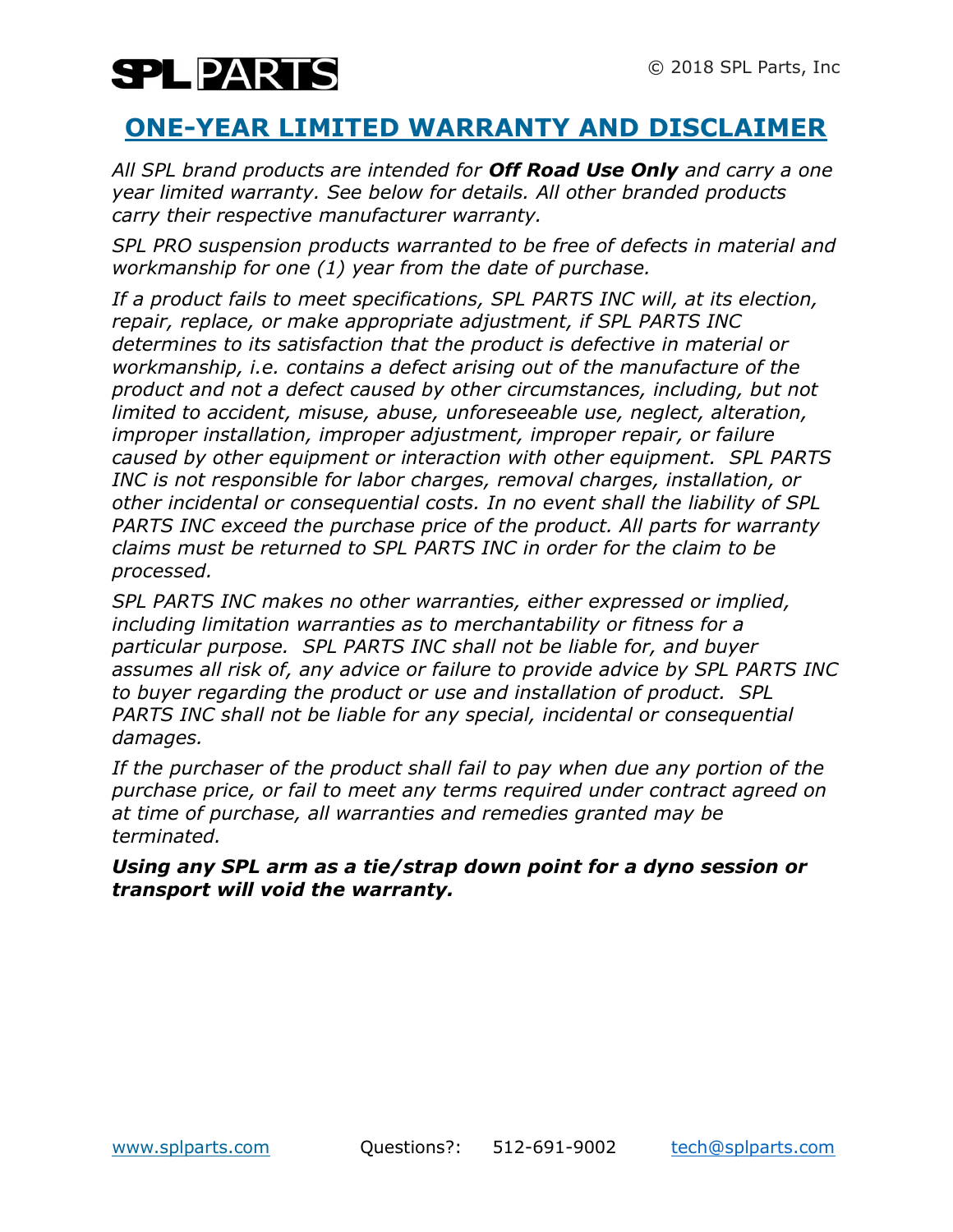# ONE-YEAR LIMITED WARRANTY AND DISCLAIMER

*All SPL brand products are intended for **Off Road Use Only** and carry a one year limited warranty. See below for details. All other branded products carry their respective manufacturer warranty.*

*SPL PRO suspension products warranted to be free of defects in material and workmanship for one (1) year from the date of purchase.*

*If a product fails to meet specifications, SPL PARTS INC will, at its election, repair, replace, or make appropriate adjustment, if SPL PARTS INC determines to its satisfaction that the product is defective in material or workmanship, i.e. contains a defect arising out of the manufacture of the product and not a defect caused by other circumstances, including, but not limited to accident, misuse, abuse, unforeseeable use, neglect, alteration, improper installation, improper adjustment, improper repair, or failure caused by other equipment or interaction with other equipment. SPL PARTS INC is not responsible for labor charges, removal charges, installation, or other incidental or consequential costs. In no event shall the liability of SPL PARTS INC exceed the purchase price of the product. All parts for warranty claims must be returned to SPL PARTS INC in order for the claim to be processed.*

*SPL PARTS INC makes no other warranties, either expressed or implied, including limitation warranties as to merchantability or fitness for a particular purpose. SPL PARTS INC shall not be liable for, and buyer assumes all risk of, any advice or failure to provide advice by SPL PARTS INC to buyer regarding the product or use and installation of product. SPL PARTS INC shall not be liable for any special, incidental or consequential damages.*

*If the purchaser of the product shall fail to pay when due any portion of the purchase price, or fail to meet any terms required under contract agreed on at time of purchase, all warranties and remedies granted may be terminated.*

***Using any SPL arm as a tie/strap down point for a dyno session or transport will void the warranty.***